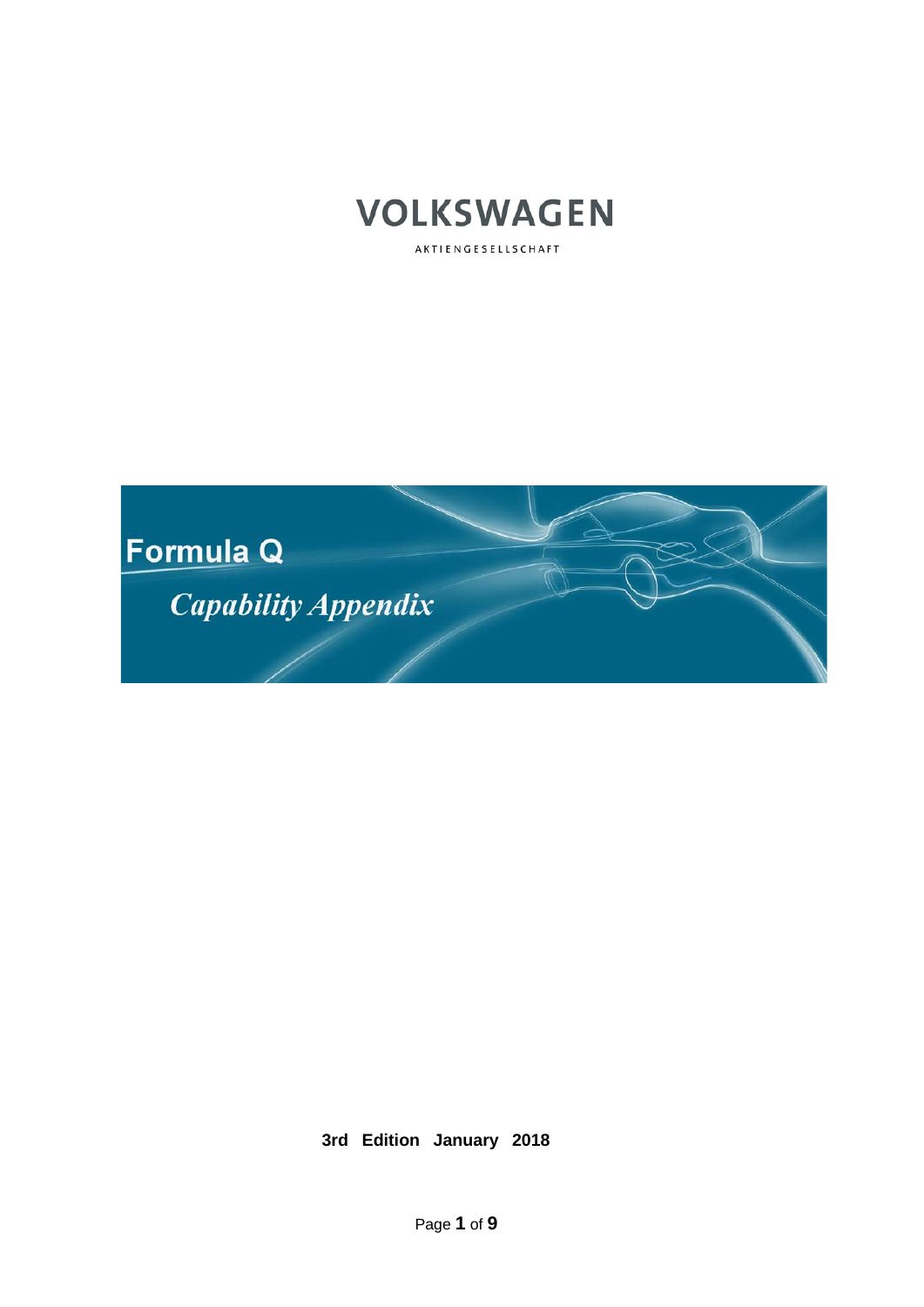# VOLKSWAGEN

AKTIENGESELLSCHAFT

# Formula Q

## *Capability Appendix*

**3rd Edition January 2018**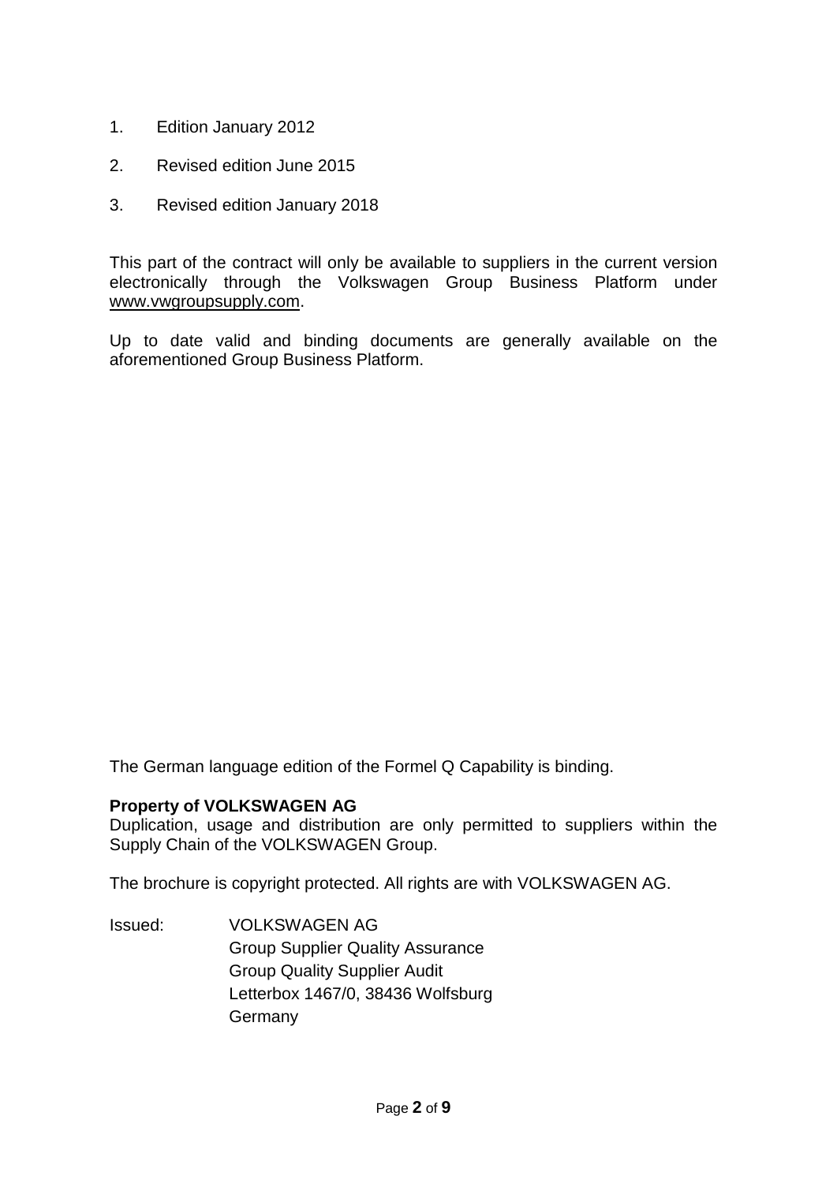1. Edition January 2012

2. Revised edition June 2015

3. Revised edition January 2018

This part of the contract will only be available to suppliers in the current version electronically through the Volkswagen Group Business Platform under www.vwgroupsupply.com.

Up to date valid and binding documents are generally available on the aforementioned Group Business Platform.

The German language edition of the Formel Q Capability is binding.

**Property of VOLKSWAGEN AG**
Duplication, usage and distribution are only permitted to suppliers within the Supply Chain of the VOLKSWAGEN Group.

The brochure is copyright protected. All rights are with VOLKSWAGEN AG.

Issued: VOLKSWAGEN AG
Group Supplier Quality Assurance
Group Quality Supplier Audit
Letterbox 1467/0, 38436 Wolfsburg
Germany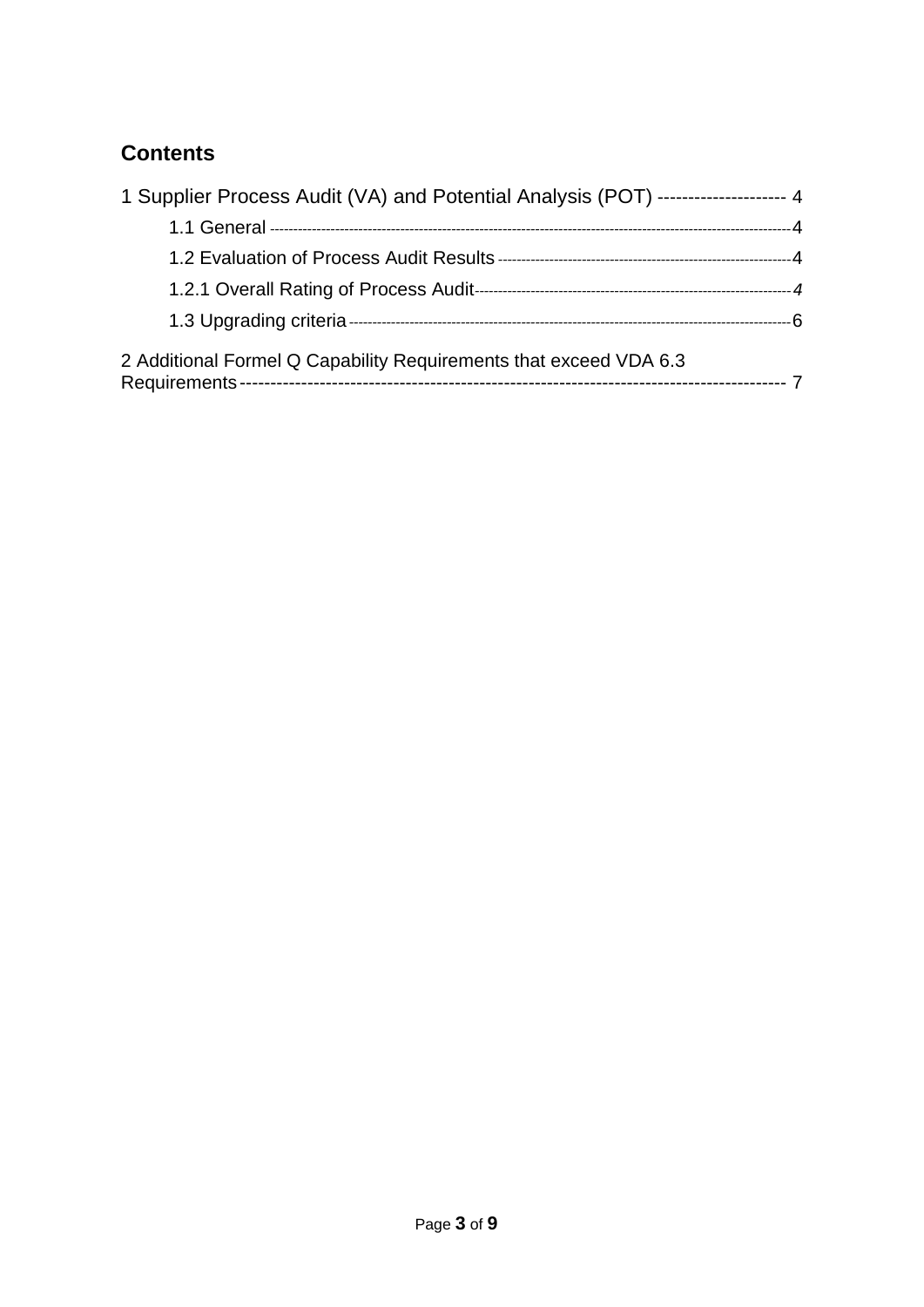## Contents

1 Supplier Process Audit (VA) and Potential Analysis (POT) --------------------- 4

- 1.1 General ---------------------------------------------------------------------------------------------------------------- 4
- 1.2 Evaluation of Process Audit Results ------------------------------------------------------------------ 4
- 1.2.1 Overall Rating of Process Audit ----------------------------------------------------------------------- *4*
- 1.3 Upgrading criteria ------------------------------------------------------------------------------------------------ 6

2 Additional Formel Q Capability Requirements that exceed VDA 6.3 Requirements ----------------------------------------------------------------------------------------- 7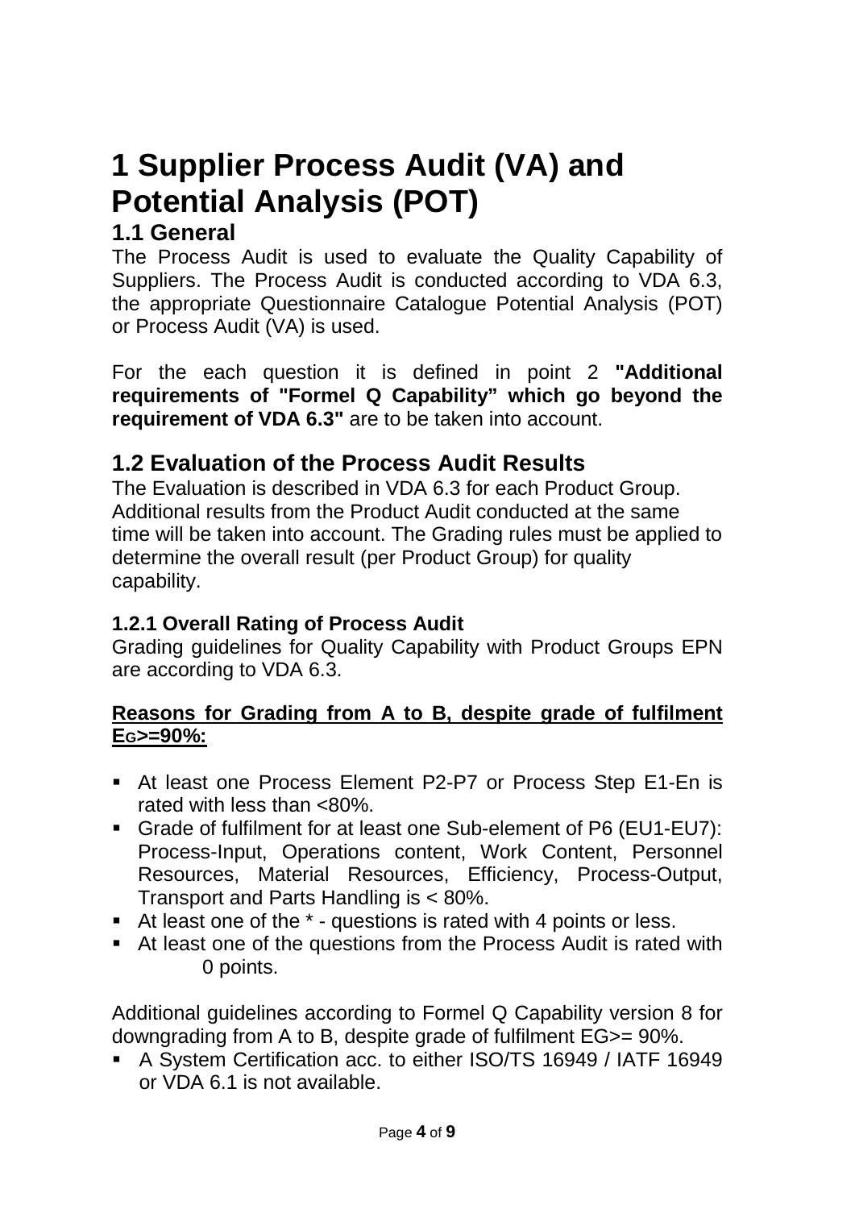# 1 Supplier Process Audit (VA) and Potential Analysis (POT)

## 1.1 General

The Process Audit is used to evaluate the Quality Capability of Suppliers. The Process Audit is conducted according to VDA 6.3, the appropriate Questionnaire Catalogue Potential Analysis (POT) or Process Audit (VA) is used.

For the each question it is defined in point 2 **"Additional requirements of "Formel Q Capability" which go beyond the requirement of VDA 6.3"** are to be taken into account.

## 1.2 Evaluation of the Process Audit Results

The Evaluation is described in VDA 6.3 for each Product Group. Additional results from the Product Audit conducted at the same time will be taken into account. The Grading rules must be applied to determine the overall result (per Product Group) for quality capability.

### 1.2.1 Overall Rating of Process Audit

Grading guidelines for Quality Capability with Product Groups EPN are according to VDA 6.3.

**Reasons for Grading from A to B, despite grade of fulfilment $E_G$>=90%:**

- At least one Process Element P2-P7 or Process Step E1-En is rated with less than <80%.
- Grade of fulfilment for at least one Sub-element of P6 (EU1-EU7): Process-Input, Operations content, Work Content, Personnel Resources, Material Resources, Efficiency, Process-Output, Transport and Parts Handling is < 80%.
- At least one of the * - questions is rated with 4 points or less.
- At least one of the questions from the Process Audit is rated with 0 points.

Additional guidelines according to Formel Q Capability version 8 for downgrading from A to B, despite grade of fulfilment EG>= 90%.

- A System Certification acc. to either ISO/TS 16949 / IATF 16949 or VDA 6.1 is not available.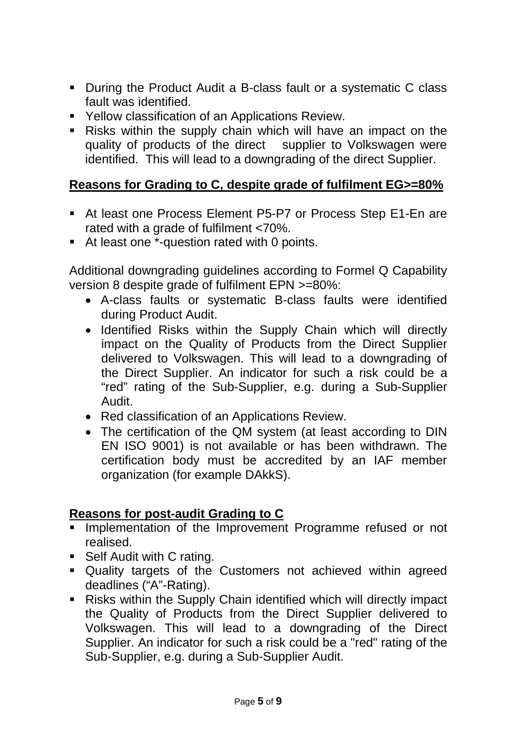- During the Product Audit a B-class fault or a systematic C class fault was identified.
- Yellow classification of an Applications Review.
- Risks within the supply chain which will have an impact on the quality of products of the direct supplier to Volkswagen were identified. This will lead to a downgrading of the direct Supplier.

**Reasons for Grading to C, despite grade of fulfilment EG>=80%**

- At least one Process Element P5-P7 or Process Step E1-En are rated with a grade of fulfilment <70%.
- At least one *-question rated with 0 points.

Additional downgrading guidelines according to Formel Q Capability version 8 despite grade of fulfilment EPN >=80%:

- A-class faults or systematic B-class faults were identified during Product Audit.
- Identified Risks within the Supply Chain which will directly impact on the Quality of Products from the Direct Supplier delivered to Volkswagen. This will lead to a downgrading of the Direct Supplier. An indicator for such a risk could be a "red" rating of the Sub-Supplier, e.g. during a Sub-Supplier Audit.
- Red classification of an Applications Review.
- The certification of the QM system (at least according to DIN EN ISO 9001) is not available or has been withdrawn. The certification body must be accredited by an IAF member organization (for example DAkkS).

**Reasons for post-audit Grading to C**

- Implementation of the Improvement Programme refused or not realised.
- Self Audit with C rating.
- Quality targets of the Customers not achieved within agreed deadlines ("A"-Rating).
- Risks within the Supply Chain identified which will directly impact the Quality of Products from the Direct Supplier delivered to Volkswagen. This will lead to a downgrading of the Direct Supplier. An indicator for such a risk could be a "red" rating of the Sub-Supplier, e.g. during a Sub-Supplier Audit.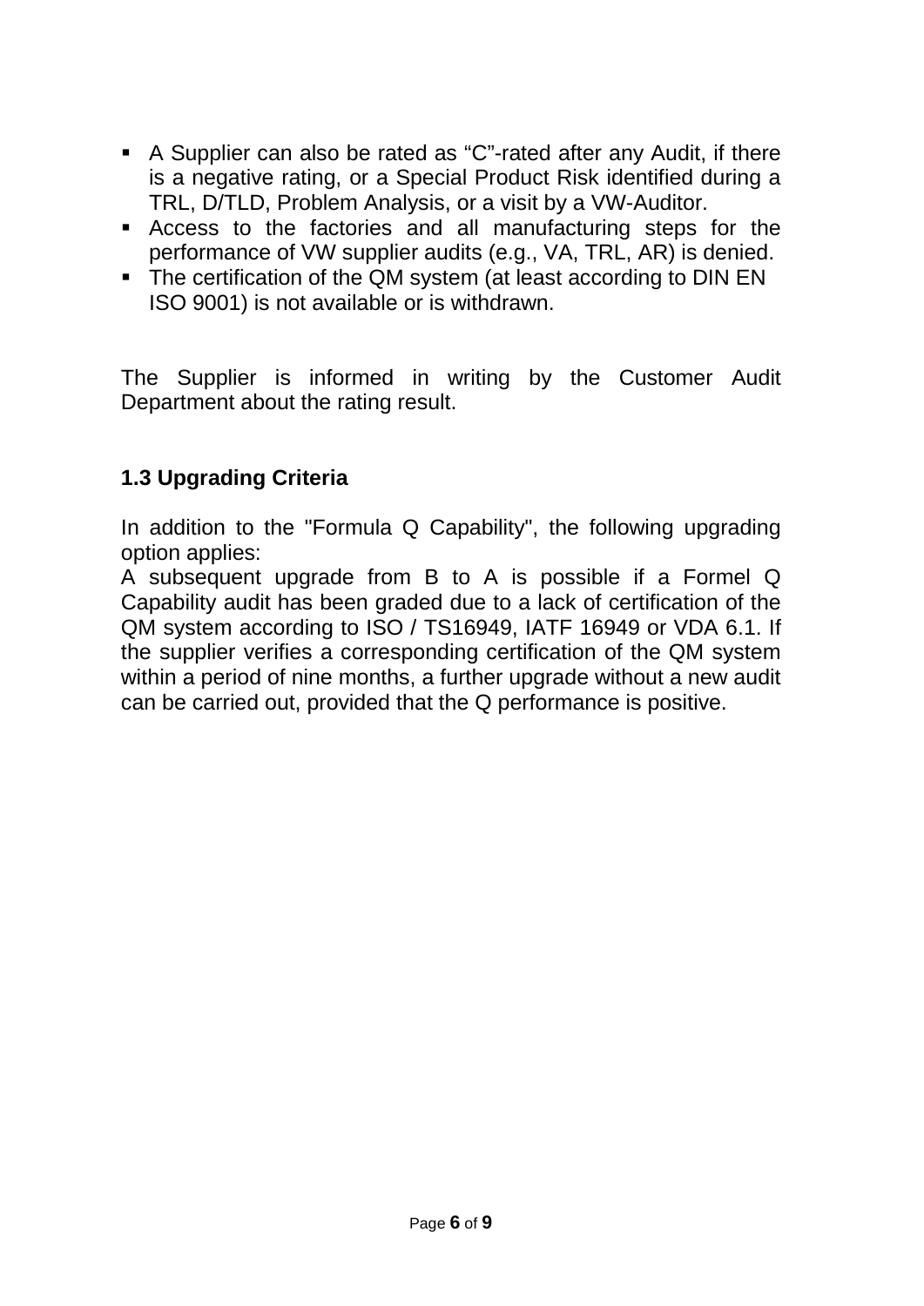- A Supplier can also be rated as “C”-rated after any Audit, if there is a negative rating, or a Special Product Risk identified during a TRL, D/TLD, Problem Analysis, or a visit by a VW-Auditor.
- Access to the factories and all manufacturing steps for the performance of VW supplier audits (e.g., VA, TRL, AR) is denied.
- The certification of the QM system (at least according to DIN EN ISO 9001) is not available or is withdrawn.

The Supplier is informed in writing by the Customer Audit Department about the rating result.

### 1.3 Upgrading Criteria

In addition to the "Formula Q Capability", the following upgrading option applies:
A subsequent upgrade from B to A is possible if a Formel Q Capability audit has been graded due to a lack of certification of the QM system according to ISO / TS16949, IATF 16949 or VDA 6.1. If the supplier verifies a corresponding certification of the QM system within a period of nine months, a further upgrade without a new audit can be carried out, provided that the Q performance is positive.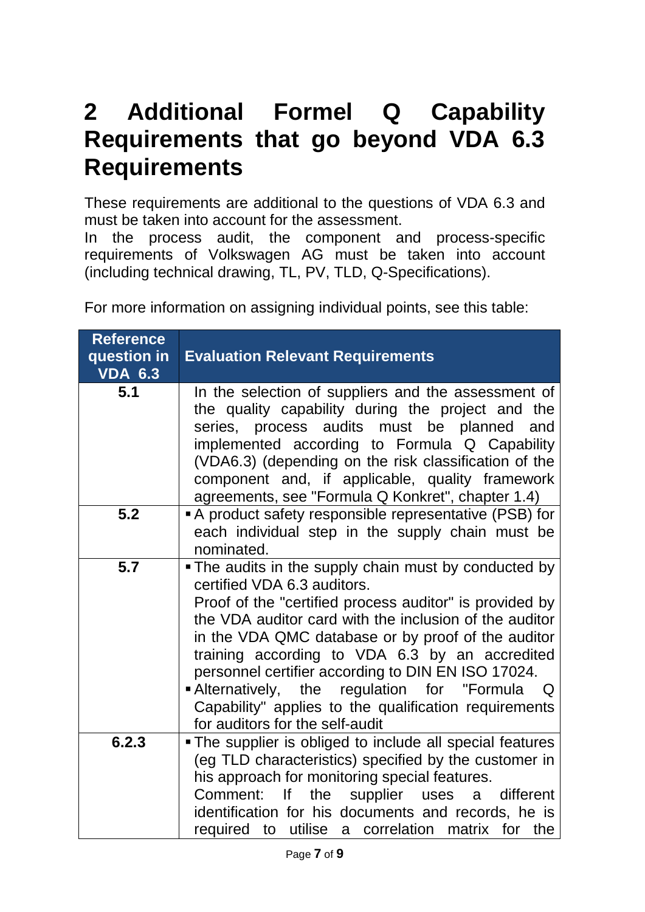## 2 Additional Formel Q Capability Requirements that go beyond VDA 6.3 Requirements

These requirements are additional to the questions of VDA 6.3 and must be taken into account for the assessment.
In the process audit, the component and process-specific requirements of Volkswagen AG must be taken into account (including technical drawing, TL, PV, TLD, Q-Specifications).

For more information on assigning individual points, see this table:

| Reference question in VDA 6.3 | Evaluation Relevant Requirements |
|---|---|
| **5.1** | In the selection of suppliers and the assessment of the quality capability during the project and the series, process audits must be planned and implemented according to Formula Q Capability (VDA6.3) (depending on the risk classification of the component and, if applicable, quality framework agreements, see "Formula Q Konkret", chapter 1.4) |
| **5.2** | ▪ A product safety responsible representative (PSB) for each individual step in the supply chain must be nominated. |
| **5.7** | ▪ The audits in the supply chain must by conducted by certified VDA 6.3 auditors.<br>Proof of the "certified process auditor" is provided by the VDA auditor card with the inclusion of the auditor in the VDA QMC database or by proof of the auditor training according to VDA 6.3 by an accredited personnel certifier according to DIN EN ISO 17024.<br>▪ Alternatively, the regulation for "Formula Q Capability" applies to the qualification requirements for auditors for the self-audit |
| **6.2.3** | ▪ The supplier is obliged to include all special features (eg TLD characteristics) specified by the customer in his approach for monitoring special features.<br>Comment: If the supplier uses a different identification for his documents and records, he is required to utilise a correlation matrix for the |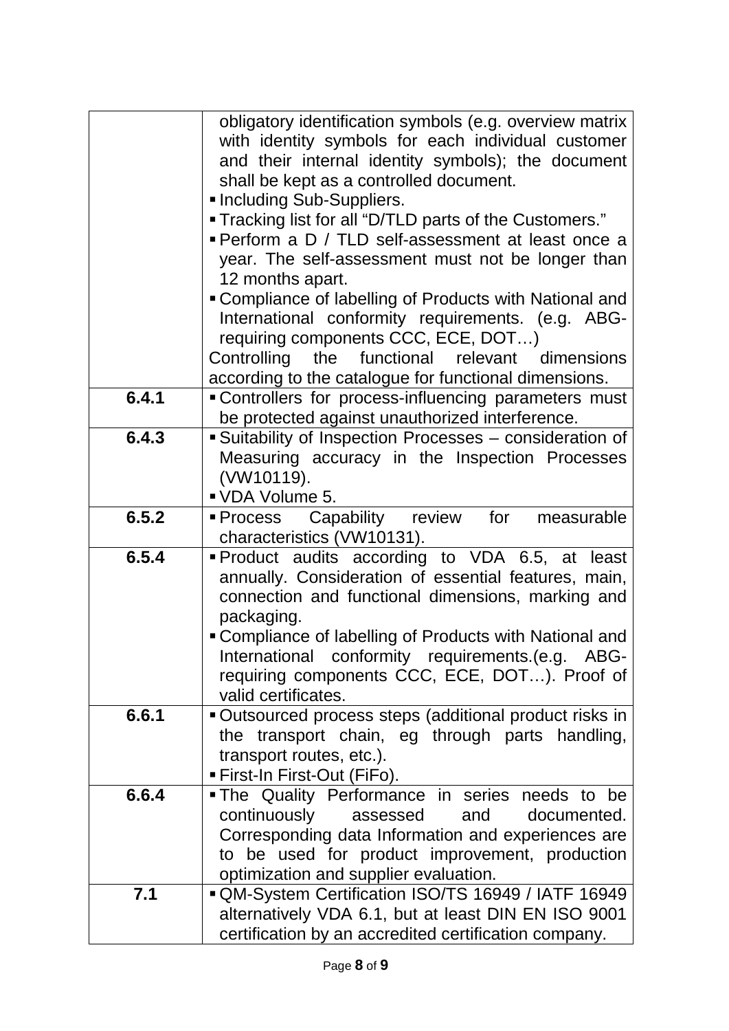| | |
|---|---|
| | obligatory identification symbols (e.g. overview matrix with identity symbols for each individual customer and their internal identity symbols); the document shall be kept as a controlled document.<br>▪ Including Sub-Suppliers.<br>▪ Tracking list for all "D/TLD parts of the Customers."<br>▪ Perform a D / TLD self-assessment at least once a year. The self-assessment must not be longer than 12 months apart.<br>▪ Compliance of labelling of Products with National and International conformity requirements. (e.g. ABG-requiring components CCC, ECE, DOT…)<br>Controlling the functional relevant dimensions according to the catalogue for functional dimensions. |
| **6.4.1** | ▪ Controllers for process-influencing parameters must be protected against unauthorized interference. |
| **6.4.3** | ▪ Suitability of Inspection Processes – consideration of Measuring accuracy in the Inspection Processes (VW10119).<br>▪ VDA Volume 5. |
| **6.5.2** | ▪ Process Capability review for measurable characteristics (VW10131). |
| **6.5.4** | ▪ Product audits according to VDA 6.5, at least annually. Consideration of essential features, main, connection and functional dimensions, marking and packaging.<br>▪ Compliance of labelling of Products with National and International conformity requirements.(e.g. ABG-requiring components CCC, ECE, DOT…). Proof of valid certificates. |
| **6.6.1** | ▪ Outsourced process steps (additional product risks in the transport chain, eg through parts handling, transport routes, etc.).<br>▪ First-In First-Out (FiFo). |
| **6.6.4** | ▪ The Quality Performance in series needs to be continuously assessed and documented. Corresponding data Information and experiences are to be used for product improvement, production optimization and supplier evaluation. |
| **7.1** | ▪ QM-System Certification ISO/TS 16949 / IATF 16949 alternatively VDA 6.1, but at least DIN EN ISO 9001 certification by an accredited certification company. |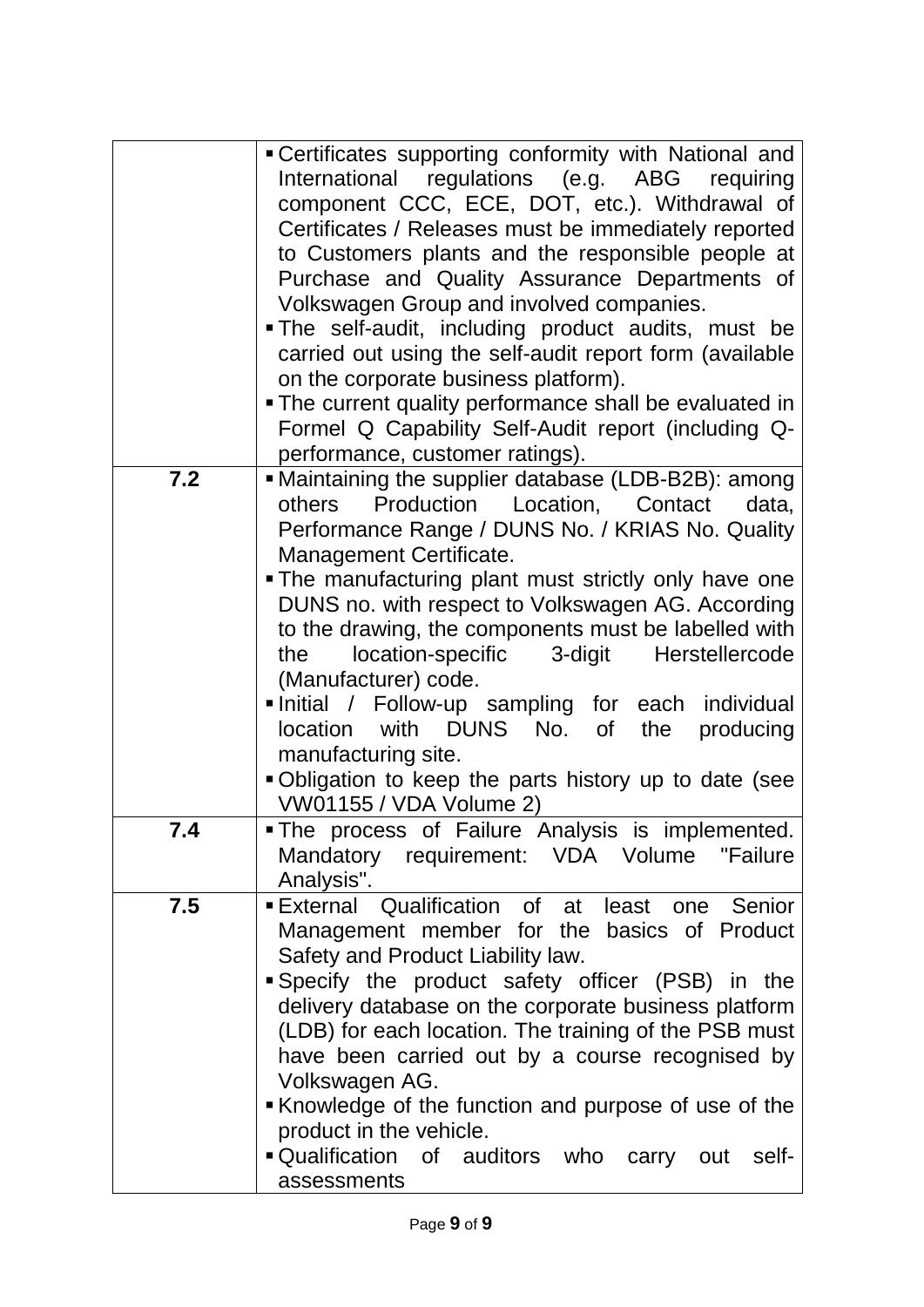| | |
|---|---|
| | ▪ Certificates supporting conformity with National and International regulations (e.g. ABG requiring component CCC, ECE, DOT, etc.). Withdrawal of Certificates / Releases must be immediately reported to Customers plants and the responsible people at Purchase and Quality Assurance Departments of Volkswagen Group and involved companies.<br>▪ The self-audit, including product audits, must be carried out using the self-audit report form (available on the corporate business platform).<br>▪ The current quality performance shall be evaluated in Formel Q Capability Self-Audit report (including Q-performance, customer ratings). |
| **7.2** | ▪ Maintaining the supplier database (LDB-B2B): among others Production Location, Contact data, Performance Range / DUNS No. / KRIAS No. Quality Management Certificate.<br>▪ The manufacturing plant must strictly only have one DUNS no. with respect to Volkswagen AG. According to the drawing, the components must be labelled with the location-specific 3-digit Herstellercode (Manufacturer) code.<br>▪ Initial / Follow-up sampling for each individual location with DUNS No. of the producing manufacturing site.<br>▪ Obligation to keep the parts history up to date (see VW01155 / VDA Volume 2) |
| **7.4** | ▪ The process of Failure Analysis is implemented. Mandatory requirement: VDA Volume "Failure Analysis". |
| **7.5** | ▪ External Qualification of at least one Senior Management member for the basics of Product Safety and Product Liability law.<br>▪ Specify the product safety officer (PSB) in the delivery database on the corporate business platform (LDB) for each location. The training of the PSB must have been carried out by a course recognised by Volkswagen AG.<br>▪ Knowledge of the function and purpose of use of the product in the vehicle.<br>▪ Qualification of auditors who carry out self-assessments |